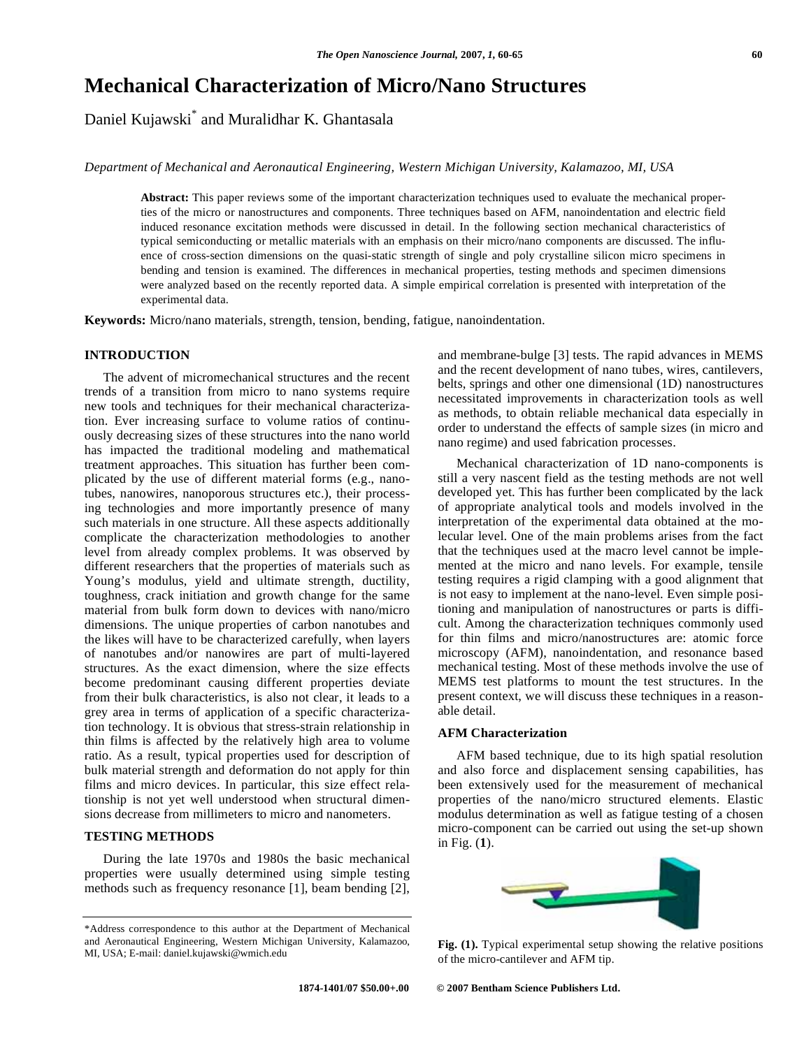# Mechanical Characterization of Micro/Nano Structures

Daniel Kujawski* and Muralidhar K. Ghantasala

*Department of Mechanical and Aeronautical Engineering, Western Michigan University, Kalamazoo, MI, USA*

**Abstract:** This paper reviews some of the important characterization techniques used to evaluate the mechanical properties of the micro or nanostructures and components. Three techniques based on AFM, nanoindentation and electric field induced resonance excitation methods were discussed in detail. In the following section mechanical characteristics of typical semiconducting or metallic materials with an emphasis on their micro/nano components are discussed. The influence of cross-section dimensions on the quasi-static strength of single and poly crystalline silicon micro specimens in bending and tension is examined. The differences in mechanical properties, testing methods and specimen dimensions were analyzed based on the recently reported data. A simple empirical correlation is presented with interpretation of the experimental data.

**Keywords:** Micro/nano materials, strength, tension, bending, fatigue, nanoindentation.

## INTRODUCTION

The advent of micromechanical structures and the recent trends of a transition from micro to nano systems require new tools and techniques for their mechanical characterization. Ever increasing surface to volume ratios of continuously decreasing sizes of these structures into the nano world has impacted the traditional modeling and mathematical treatment approaches. This situation has further been complicated by the use of different material forms (e.g., nanotubes, nanowires, nanoporous structures etc.), their processing technologies and more importantly presence of many such materials in one structure. All these aspects additionally complicate the characterization methodologies to another level from already complex problems. It was observed by different researchers that the properties of materials such as Young's modulus, yield and ultimate strength, ductility, toughness, crack initiation and growth change for the same material from bulk form down to devices with nano/micro dimensions. The unique properties of carbon nanotubes and the likes will have to be characterized carefully, when layers of nanotubes and/or nanowires are part of multi-layered structures. As the exact dimension, where the size effects become predominant causing different properties deviate from their bulk characteristics, is also not clear, it leads to a grey area in terms of application of a specific characterization technology. It is obvious that stress-strain relationship in thin films is affected by the relatively high area to volume ratio. As a result, typical properties used for description of bulk material strength and deformation do not apply for thin films and micro devices. In particular, this size effect relationship is not yet well understood when structural dimensions decrease from millimeters to micro and nanometers.

## TESTING METHODS

During the late 1970s and 1980s the basic mechanical properties were usually determined using simple testing methods such as frequency resonance [1], beam bending [2], and membrane-bulge [3] tests. The rapid advances in MEMS and the recent development of nano tubes, wires, cantilevers, belts, springs and other one dimensional (1D) nanostructures necessitated improvements in characterization tools as well as methods, to obtain reliable mechanical data especially in order to understand the effects of sample sizes (in micro and nano regime) and used fabrication processes.

Mechanical characterization of 1D nano-components is still a very nascent field as the testing methods are not well developed yet. This has further been complicated by the lack of appropriate analytical tools and models involved in the interpretation of the experimental data obtained at the molecular level. One of the main problems arises from the fact that the techniques used at the macro level cannot be implemented at the micro and nano levels. For example, tensile testing requires a rigid clamping with a good alignment that is not easy to implement at the nano-level. Even simple positioning and manipulation of nanostructures or parts is difficult. Among the characterization techniques commonly used for thin films and micro/nanostructures are: atomic force microscopy (AFM), nanoindentation, and resonance based mechanical testing. Most of these methods involve the use of MEMS test platforms to mount the test structures. In the present context, we will discuss these techniques in a reasonable detail.

### AFM Characterization

AFM based technique, due to its high spatial resolution and also force and displacement sensing capabilities, has been extensively used for the measurement of mechanical properties of the nano/micro structured elements. Elastic modulus determination as well as fatigue testing of a chosen micro-component can be carried out using the set-up shown in Fig. (**1**).

**Fig. (1).** Typical experimental setup showing the relative positions of the micro-cantilever and AFM tip.

*Address correspondence to this author at the Department of Mechanical and Aeronautical Engineering, Western Michigan University, Kalamazoo, MI, USA; E-mail: daniel.kujawski@wmich.edu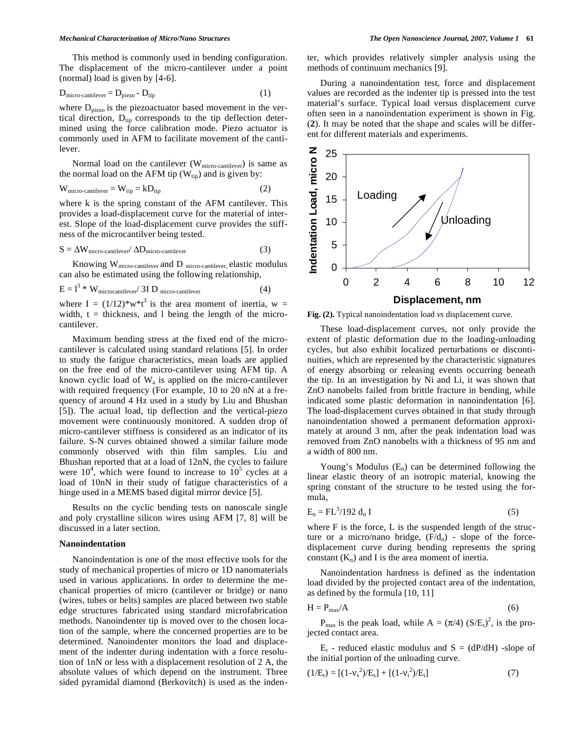This method is commonly used in bending configuration. The displacement of the micro-cantilever under a point (normal) load is given by [4-6].

$$D_{micro\text{-}cantilever} = D_{piezo} - D_{tip} \quad (1)$$

where $D_{piezo}$ is the piezoactuator based movement in the vertical direction, $D_{tip}$ corresponds to the tip deflection determined using the force calibration mode. Piezo actuator is commonly used in AFM to facilitate movement of the cantilever.

Normal load on the cantilever ($W_{micro\text{-}cantilever}$) is same as the normal load on the AFM tip ($W_{tip}$) and is given by:

$$W_{micro\text{-}cantilever} = W_{tip} = kD_{tip} \quad (2)$$

where k is the spring constant of the AFM cantilever. This provides a load-displacement curve for the material of interest. Slope of the load-displacement curve provides the stiffness of the microcantilver being tested.

$$S = \Delta W_{micro\text{-}cantilever} / \Delta D_{micro\text{-}cantilever} \quad (3)$$

Knowing $W_{micro\text{-}cantilever}$ and $D_{micro\text{-}cantilever,}$ elastic modulus can also be estimated using the following relationship,

$$E = l^3 * W_{microcantilever} / 3I\, D_{micro\text{-}cantilever} \quad (4)$$

where $I = (1/12)*w*t^3$ is the area moment of inertia, w = width, t = thickness, and l being the length of the micro-cantilever.

Maximum bending stress at the fixed end of the micro-cantilever is calculated using standard relations [5]. In order to study the fatigue characteristics, mean loads are applied on the free end of the micro-cantilever using AFM tip. A known cyclic load of $W_a$ is applied on the micro-cantilever with required frequency (For example, 10 to 20 nN at a frequency of around 4 Hz used in a study by Liu and Bhushan [5]). The actual load, tip deflection and the vertical-piezo movement were continuously monitored. A sudden drop of micro-cantilever stiffness is considered as an indicator of its failure. S-N curves obtained showed a similar failure mode commonly observed with thin film samples. Liu and Bhushan reported that at a load of 12nN, the cycles to failure were $10^4$, which were found to increase to $10^5$ cycles at a load of 10nN in their study of fatigue characteristics of a hinge used in a MEMS based digital mirror device [5].

Results on the cyclic bending tests on nanoscale single and poly crystalline silicon wires using AFM [7, 8] will be discussed in a later section.

### Nanoindentation

Nanoindentation is one of the most effective tools for the study of mechanical properties of micro or 1D nanomaterials used in various applications. In order to determine the mechanical properties of micro (cantilever or bridge) or nano (wires, tubes or belts) samples are placed between two stable edge structures fabricated using standard microfabrication methods. Nanoindenter tip is moved over to the chosen location of the sample, where the concerned properties are to be determined. Nanoindenter monitors the load and displacement of the indenter during indentation with a force resolution of 1nN or less with a displacement resolution of 2 A, the absolute values of which depend on the instrument. Three sided pyramidal diamond (Berkovitch) is used as the indenter, which provides relatively simpler analysis using the methods of continuum mechanics [9].

During a nanoindentation test, force and displacement values are recorded as the indenter tip is pressed into the test material's surface. Typical load versus displacement curve often seen in a nanoindentation experiment is shown in Fig. (**2**). It may be noted that the shape and scales will be different for different materials and experiments.

**Fig. (2).** Typical nanoindentation load *vs* displacement curve.

These load-displacement curves, not only provide the extent of plastic deformation due to the loading-unloading cycles, but also exhibit localized perturbations or discontinuities, which are represented by the characteristic signatures of energy absorbing or releasing events occurring beneath the tip. In an investigation by Ni and Li, it was shown that ZnO nanobelts failed from brittle fracture in bending, while indicated some plastic deformation in nanoindentation [6]. The load-displacement curves obtained in that study through nanoindentation showed a permanent deformation approximately at around 3 nm, after the peak indentation load was removed from ZnO nanobelts with a thickness of 95 nm and a width of 800 nm.

Young's Modulus ($E_n$) can be determined following the linear elastic theory of an isotropic material, knowing the spring constant of the structure to be tested using the formula,

$$E_n = FL^3 / 192\, d_n\, I \quad (5)$$

where F is the force, L is the suspended length of the structure or a micro/nano bridge, $(F/d_n)$ - slope of the force-displacement curve during bending represents the spring constant ($K_n$) and I is the area moment of inertia.

Nanoindentation hardness is defined as the indentation load divided by the projected contact area of the indentation, as defined by the formula [10, 11]

$$H = P_{max}/A \quad (6)$$

$P_{max}$ is the peak load, while $A = (\pi/4)\,(S/E_r)^2$, is the projected contact area.

$E_r$ - reduced elastic modulus and $S = (dP/dH)$ -slope of the initial portion of the unloading curve.

$$(1/E_r) = [(1-\nu_s^2)/E_s] + [(1-\nu_i^2)/E_i] \quad (7)$$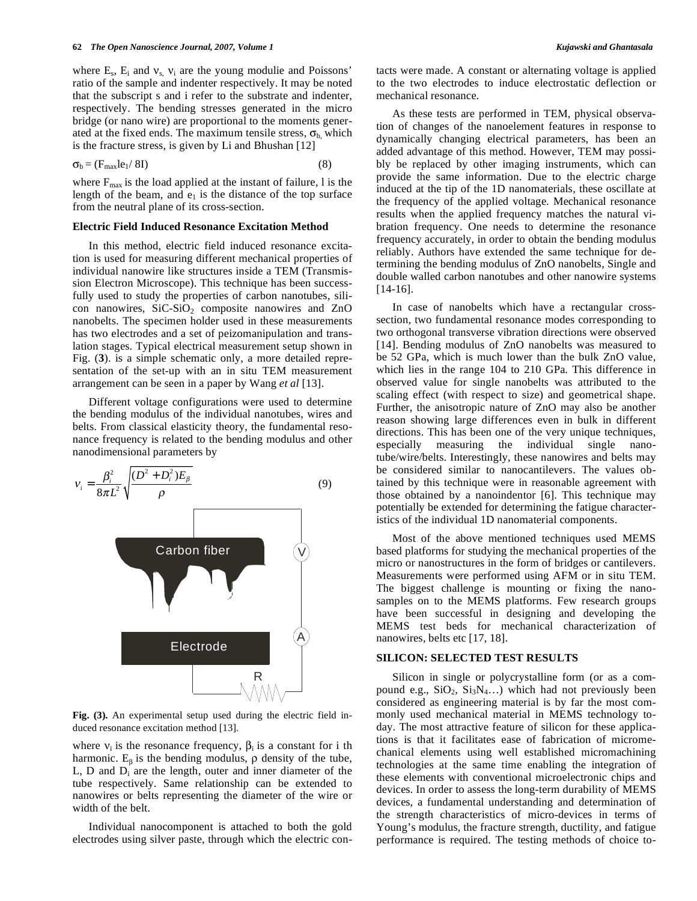where $E_s$, $E_i$ and $\nu_s$, $\nu_i$ are the young modulie and Poissons' ratio of the sample and indenter respectively. It may be noted that the subscript s and i refer to the substrate and indenter, respectively. The bending stresses generated in the micro bridge (or nano wire) are proportional to the moments generated at the fixed ends. The maximum tensile stress, $\sigma_b$, which is the fracture stress, is given by Li and Bhushan [12]

$$\sigma_b = (F_{max} l e_1 / 8I) \tag{8}$$

where $F_{max}$ is the load applied at the instant of failure, l is the length of the beam, and $e_1$ is the distance of the top surface from the neutral plane of its cross-section.

### Electric Field Induced Resonance Excitation Method

In this method, electric field induced resonance excitation is used for measuring different mechanical properties of individual nanowire like structures inside a TEM (Transmission Electron Microscope). This technique has been successfully used to study the properties of carbon nanotubes, silicon nanowires, SiC-$SiO_2$ composite nanowires and ZnO nanobelts. The specimen holder used in these measurements has two electrodes and a set of peizomanipulation and translation stages. Typical electrical measurement setup shown in Fig. (**3**). is a simple schematic only, a more detailed representation of the set-up with an in situ TEM measurement arrangement can be seen in a paper by Wang *et al* [13].

Different voltage configurations were used to determine the bending modulus of the individual nanotubes, wires and belts. From classical elasticity theory, the fundamental resonance frequency is related to the bending modulus and other nanodimensional parameters by

$$\nu_i = \frac{\beta_i^2}{8\pi L^2}\sqrt{\frac{(D^2 + D_i^2)E_\beta}{\rho}} \tag{9}$$

**Fig. (3).** An experimental setup used during the electric field induced resonance excitation method [13].

where $\nu_i$ is the resonance frequency, $\beta_i$ is a constant for i th harmonic. $E_\beta$ is the bending modulus, $\rho$ density of the tube, L, D and $D_i$ are the length, outer and inner diameter of the tube respectively. Same relationship can be extended to nanowires or belts representing the diameter of the wire or width of the belt.

Individual nanocomponent is attached to both the gold electrodes using silver paste, through which the electric contacts were made. A constant or alternating voltage is applied to the two electrodes to induce electrostatic deflection or mechanical resonance.

As these tests are performed in TEM, physical observation of changes of the nanoelement features in response to dynamically changing electrical parameters, has been an added advantage of this method. However, TEM may possibly be replaced by other imaging instruments, which can provide the same information. Due to the electric charge induced at the tip of the 1D nanomaterials, these oscillate at the frequency of the applied voltage. Mechanical resonance results when the applied frequency matches the natural vibration frequency. One needs to determine the resonance frequency accurately, in order to obtain the bending modulus reliably. Authors have extended the same technique for determining the bending modulus of ZnO nanobelts, Single and double walled carbon nanotubes and other nanowire systems [14-16].

In case of nanobelts which have a rectangular cross-section, two fundamental resonance modes corresponding to two orthogonal transverse vibration directions were observed [14]. Bending modulus of ZnO nanobelts was measured to be 52 GPa, which is much lower than the bulk ZnO value, which lies in the range 104 to 210 GPa. This difference in observed value for single nanobelts was attributed to the scaling effect (with respect to size) and geometrical shape. Further, the anisotropic nature of ZnO may also be another reason showing large differences even in bulk in different directions. This has been one of the very unique techniques, especially measuring the individual single nanotube/wire/belts. Interestingly, these nanowires and belts may be considered similar to nanocantilevers. The values obtained by this technique were in reasonable agreement with those obtained by a nanoindentor [6]. This technique may potentially be extended for determining the fatigue characteristics of the individual 1D nanomaterial components.

Most of the above mentioned techniques used MEMS based platforms for studying the mechanical properties of the micro or nanostructures in the form of bridges or cantilevers. Measurements were performed using AFM or in situ TEM. The biggest challenge is mounting or fixing the nanosamples on to the MEMS platforms. Few research groups have been successful in designing and developing the MEMS test beds for mechanical characterization of nanowires, belts etc [17, 18].

## SILICON: SELECTED TEST RESULTS

Silicon in single or polycrystalline form (or as a compound e.g., $SiO_2$, $Si_3N_4$…) which had not previously been considered as engineering material is by far the most commonly used mechanical material in MEMS technology today. The most attractive feature of silicon for these applications is that it facilitates ease of fabrication of micromechanical elements using well established micromachining technologies at the same time enabling the integration of these elements with conventional microelectronic chips and devices. In order to assess the long-term durability of MEMS devices, a fundamental understanding and determination of the strength characteristics of micro-devices in terms of Young's modulus, the fracture strength, ductility, and fatigue performance is required. The testing methods of choice to-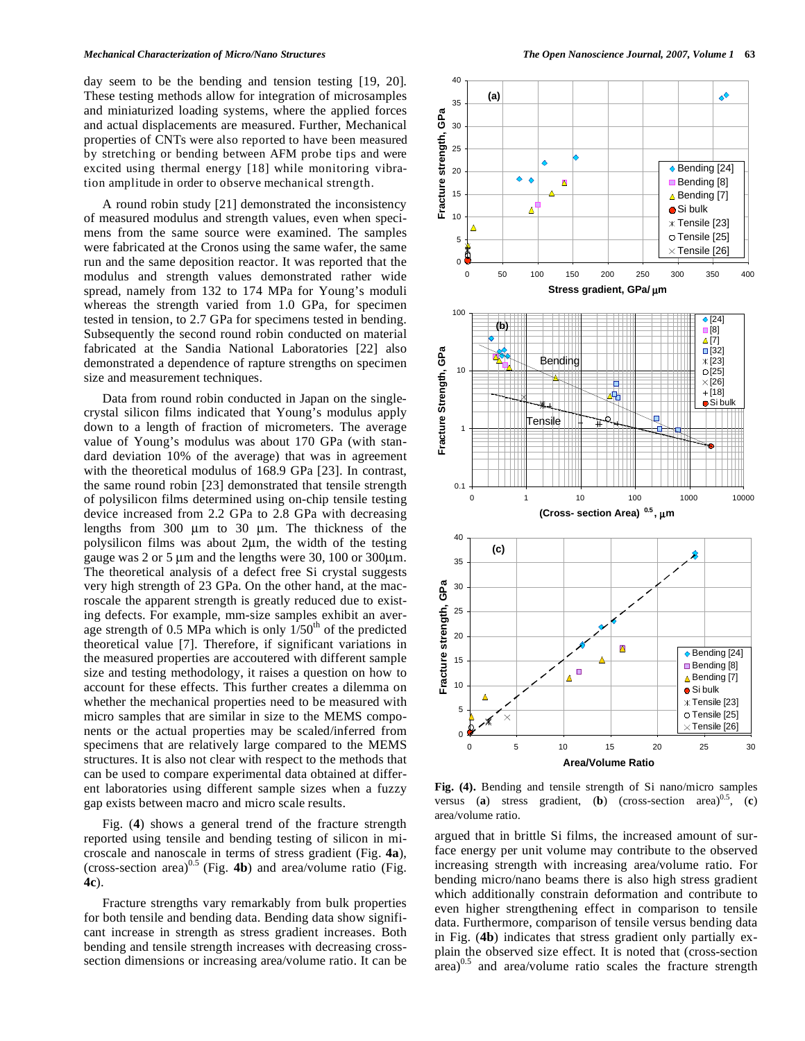day seem to be the bending and tension testing [19, 20]. These testing methods allow for integration of microsamples and miniaturized loading systems, where the applied forces and actual displacements are measured. Further, Mechanical properties of CNTs were also reported to have been measured by stretching or bending between AFM probe tips and were excited using thermal energy [18] while monitoring vibration amplitude in order to observe mechanical strength.

A round robin study [21] demonstrated the inconsistency of measured modulus and strength values, even when specimens from the same source were examined. The samples were fabricated at the Cronos using the same wafer, the same run and the same deposition reactor. It was reported that the modulus and strength values demonstrated rather wide spread, namely from 132 to 174 MPa for Young's moduli whereas the strength varied from 1.0 GPa, for specimen tested in tension, to 2.7 GPa for specimens tested in bending. Subsequently the second round robin conducted on material fabricated at the Sandia National Laboratories [22] also demonstrated a dependence of rapture strengths on specimen size and measurement techniques.

Data from round robin conducted in Japan on the single-crystal silicon films indicated that Young's modulus apply down to a length of fraction of micrometers. The average value of Young's modulus was about 170 GPa (with standard deviation 10% of the average) that was in agreement with the theoretical modulus of 168.9 GPa [23]. In contrast, the same round robin [23] demonstrated that tensile strength of polysilicon films determined using on-chip tensile testing device increased from 2.2 GPa to 2.8 GPa with decreasing lengths from 300 μm to 30 μm. The thickness of the polysilicon films was about 2μm, the width of the testing gauge was 2 or 5 μm and the lengths were 30, 100 or 300μm. The theoretical analysis of a defect free Si crystal suggests very high strength of 23 GPa. On the other hand, at the macroscale the apparent strength is greatly reduced due to existing defects. For example, mm-size samples exhibit an average strength of 0.5 MPa which is only 1/50$^{th}$ of the predicted theoretical value [7]. Therefore, if significant variations in the measured properties are accoutered with different sample size and testing methodology, it raises a question on how to account for these effects. This further creates a dilemma on whether the mechanical properties need to be measured with micro samples that are similar in size to the MEMS components or the actual properties may be scaled/inferred from specimens that are relatively large compared to the MEMS structures. It is also not clear with respect to the methods that can be used to compare experimental data obtained at different laboratories using different sample sizes when a fuzzy gap exists between macro and micro scale results.

Fig. (**4**) shows a general trend of the fracture strength reported using tensile and bending testing of silicon in microscale and nanoscale in terms of stress gradient (Fig. **4a**), (cross-section area)$^{0.5}$ (Fig. **4b**) and area/volume ratio (Fig. **4c**).

Fracture strengths vary remarkably from bulk properties for both tensile and bending data. Bending data show significant increase in strength as stress gradient increases. Both bending and tensile strength increases with decreasing cross-section dimensions or increasing area/volume ratio. It can be argued that in brittle Si films, the increased amount of surface energy per unit volume may contribute to the observed increasing strength with increasing area/volume ratio. For bending micro/nano beams there is also high stress gradient which additionally constrain deformation and contribute to even higher strengthening effect in comparison to tensile data. Furthermore, comparison of tensile versus bending data in Fig. (**4b**) indicates that stress gradient only partially explain the observed size effect. It is noted that (cross-section area)$^{0.5}$ and area/volume ratio scales the fracture strength

**Fig. (4).** Bending and tensile strength of Si nano/micro samples versus (**a**) stress gradient, (**b**) (cross-section area)$^{0.5}$, (**c**) area/volume ratio.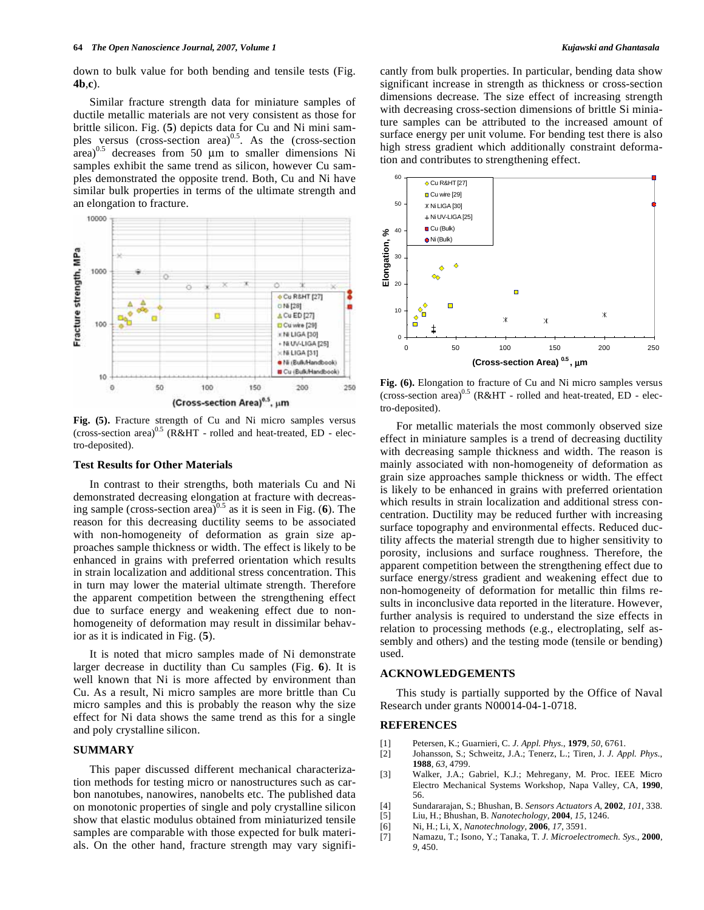down to bulk value for both bending and tensile tests (Fig. **4b**,**c**).

Similar fracture strength data for miniature samples of ductile metallic materials are not very consistent as those for brittle silicon. Fig. (**5**) depicts data for Cu and Ni mini samples versus (cross-section area)$^{0.5}$. As the (cross-section area)$^{0.5}$ decreases from 50 μm to smaller dimensions Ni samples exhibit the same trend as silicon, however Cu samples demonstrated the opposite trend. Both, Cu and Ni have similar bulk properties in terms of the ultimate strength and an elongation to fracture.

**Fig. (5).** Fracture strength of Cu and Ni micro samples versus (cross-section area)$^{0.5}$ (R&HT - rolled and heat-treated, ED - electro-deposited).

### Test Results for Other Materials

In contrast to their strengths, both materials Cu and Ni demonstrated decreasing elongation at fracture with decreasing sample (cross-section area)$^{0.5}$ as it is seen in Fig. (**6**). The reason for this decreasing ductility seems to be associated with non-homogeneity of deformation as grain size approaches sample thickness or width. The effect is likely to be enhanced in grains with preferred orientation which results in strain localization and additional stress concentration. This in turn may lower the material ultimate strength. Therefore the apparent competition between the strengthening effect due to surface energy and weakening effect due to non-homogeneity of deformation may result in dissimilar behavior as it is indicated in Fig. (**5**).

It is noted that micro samples made of Ni demonstrate larger decrease in ductility than Cu samples (Fig. **6**). It is well known that Ni is more affected by environment than Cu. As a result, Ni micro samples are more brittle than Cu micro samples and this is probably the reason why the size effect for Ni data shows the same trend as this for a single and poly crystalline silicon.

## SUMMARY

This paper discussed different mechanical characterization methods for testing micro or nanostructures such as carbon nanotubes, nanowires, nanobelts etc. The published data on monotonic properties of single and poly crystalline silicon show that elastic modulus obtained from miniaturized tensile samples are comparable with those expected for bulk materials. On the other hand, fracture strength may vary significantly from bulk properties. In particular, bending data show significant increase in strength as thickness or cross-section dimensions decrease. The size effect of increasing strength with decreasing cross-section dimensions of brittle Si miniature samples can be attributed to the increased amount of surface energy per unit volume. For bending test there is also high stress gradient which additionally constraint deformation and contributes to strengthening effect.

**Fig. (6).** Elongation to fracture of Cu and Ni micro samples versus (cross-section area)$^{0.5}$ (R&HT - rolled and heat-treated, ED - electro-deposited).

For metallic materials the most commonly observed size effect in miniature samples is a trend of decreasing ductility with decreasing sample thickness and width. The reason is mainly associated with non-homogeneity of deformation as grain size approaches sample thickness or width. The effect is likely to be enhanced in grains with preferred orientation which results in strain localization and additional stress concentration. Ductility may be reduced further with increasing surface topography and environmental effects. Reduced ductility affects the material strength due to higher sensitivity to porosity, inclusions and surface roughness. Therefore, the apparent competition between the strengthening effect due to surface energy/stress gradient and weakening effect due to non-homogeneity of deformation for metallic thin films results in inconclusive data reported in the literature. However, further analysis is required to understand the size effects in relation to processing methods (e.g., electroplating, self assembly and others) and the testing mode (tensile or bending) used.

## ACKNOWLEDGEMENTS

This study is partially supported by the Office of Naval Research under grants N00014-04-1-0718.

## REFERENCES

[1] Petersen, K.; Guarnieri, C. *J. Appl. Phys.*, **1979**, *50*, 6761.

[2] Johansson, S.; Schweitz, J.A.; Tenerz, L.; Tiren, J. *J. Appl. Phys.*, **1988**, *63*, 4799.

[3] Walker, J.A.; Gabriel, K.J.; Mehregany, M. Proc. IEEE Micro Electro Mechanical Systems Workshop, Napa Valley, CA, **1990**, 56.

[4] Sundararajan, S.; Bhushan, B. *Sensors Actuators A*, **2002**, *101*, 338.

[5] Liu, H.; Bhushan, B. *Nanotechology*, **2004**, *15*, 1246.

[6] Ni, H.; Li, X, *Nanotechnology*, **2006**, *17*, 3591.

[7] Namazu, T.; Isono, Y.; Tanaka, T. *J. Microelectromech. Sys.*, **2000**, *9*, 450.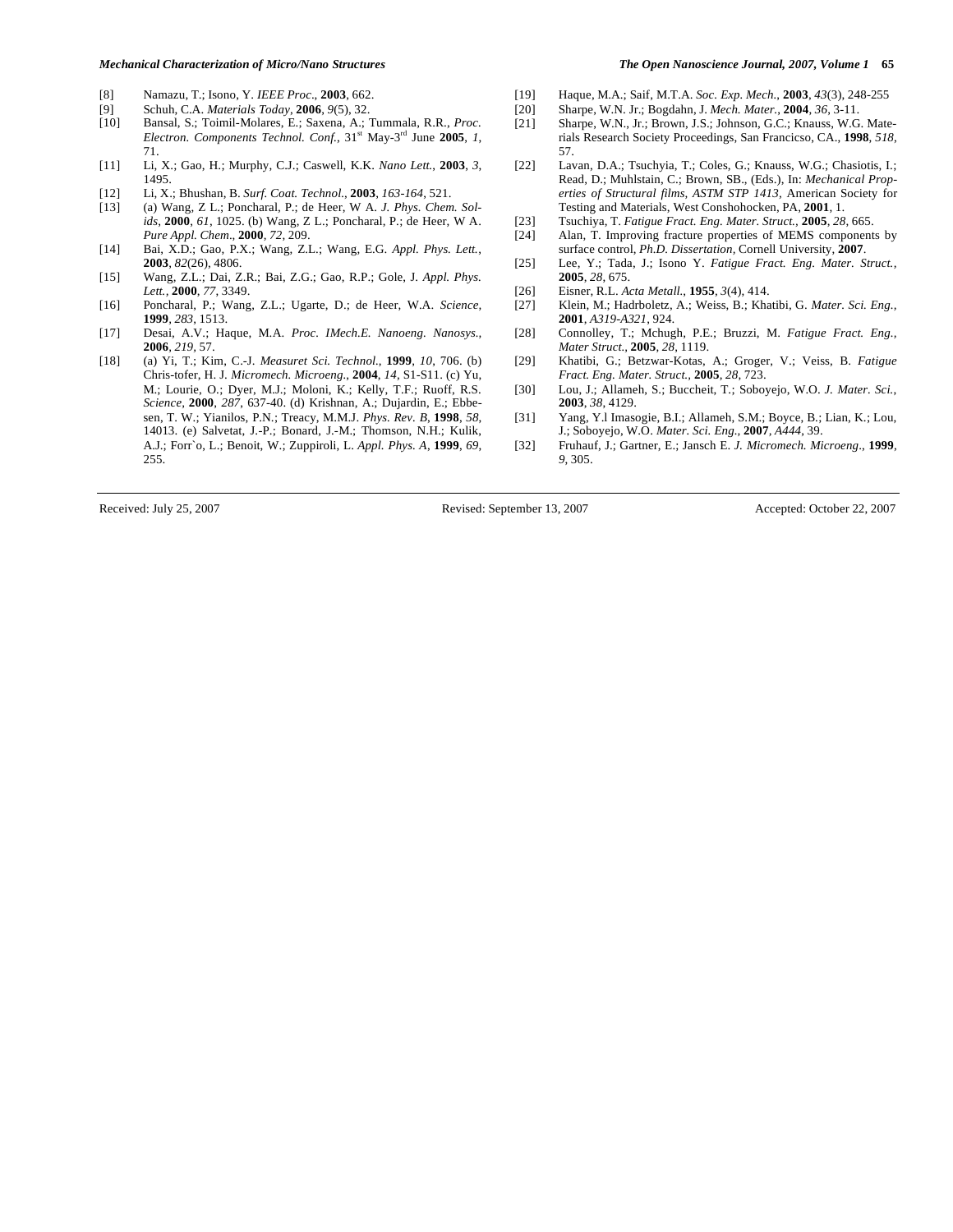[8] Namazu, T.; Isono, Y. *IEEE Proc*., **2003**, 662.

[9] Schuh, C.A. *Materials Today*, **2006**, *9*(5), 32.

[10] Bansal, S.; Toimil-Molares, E.; Saxena, A.; Tummala, R.R., *Proc. Electron. Components Technol. Conf.*, 31st May-3rd June **2005**, *1*, 71.

[11] Li, X.; Gao, H.; Murphy, C.J.; Caswell, K.K. *Nano Lett.*, **2003**, *3*, 1495.

[12] Li, X.; Bhushan, B. *Surf. Coat. Technol.*, **2003**, *163-164*, 521.

[13] (a) Wang, Z L.; Poncharal, P.; de Heer, W A. *J. Phys. Chem. Solids*, **2000**, *61*, 1025. (b) Wang, Z L.; Poncharal, P.; de Heer, W A. *Pure Appl. Chem*., **2000**, *72*, 209.

[14] Bai, X.D.; Gao, P.X.; Wang, Z.L.; Wang, E.G. *Appl. Phys. Lett.*, **2003**, *82*(26), 4806.

[15] Wang, Z.L.; Dai, Z.R.; Bai, Z.G.; Gao, R.P.; Gole, J. *Appl. Phys. Lett.*, **2000**, *77*, 3349.

[16] Poncharal, P.; Wang, Z.L.; Ugarte, D.; de Heer, W.A. *Science*, **1999**, *283*, 1513.

[17] Desai, A.V.; Haque, M.A. *Proc. IMech.E. Nanoeng. Nanosys.*, **2006**, *219*, 57.

[18] (a) Yi, T.; Kim, C.-J. *Measuret Sci. Technol.*, **1999**, *10*, 706. (b) Chris-tofer, H. J. *Micromech. Microeng.*, **2004**, *14*, S1-S11. (c) Yu, M.; Lourie, O.; Dyer, M.J.; Moloni, K.; Kelly, T.F.; Ruoff, R.S. *Science*, **2000**, *287*, 637-40. (d) Krishnan, A.; Dujardin, E.; Ebbesen, T. W.; Yianilos, P.N.; Treacy, M.M.J. *Phys. Rev. B*, **1998**, *58*, 14013. (e) Salvetat, J.-P.; Bonard, J.-M.; Thomson, N.H.; Kulik, A.J.; Forr`o, L.; Benoit, W.; Zuppiroli, L. *Appl. Phys. A*, **1999**, *69*, 255.

[19] Haque, M.A.; Saif, M.T.A. *Soc. Exp. Mech.*, **2003**, *43*(3), 248-255

[20] Sharpe, W.N. Jr.; Bogdahn, J. *Mech. Mater.*, **2004**, *36*, 3-11.

[21] Sharpe, W.N., Jr.; Brown, J.S.; Johnson, G.C.; Knauss, W.G. Materials Research Society Proceedings, San Francicso, CA., **1998**, *518*, 57.

[22] Lavan, D.A.; Tsuchyia, T.; Coles, G.; Knauss, W.G.; Chasiotis, I.; Read, D.; Muhlstain, C.; Brown, SB., (Eds.), In: *Mechanical Properties of Structural films, ASTM STP 1413*, American Society for Testing and Materials, West Conshohocken, PA, **2001**, 1.

[23] Tsuchiya, T. *Fatigue Fract. Eng. Mater. Struct.*, **2005**, *28*, 665.

[24] Alan, T. Improving fracture properties of MEMS components by surface control, *Ph.D. Dissertation*, Cornell University, **2007**.

[25] Lee, Y.; Tada, J.; Isono Y. *Fatigue Fract. Eng. Mater. Struct.*, **2005**, *28*, 675.

[26] Eisner, R.L. *Acta Metall.*, **1955**, *3*(4), 414.

[27] Klein, M.; Hadrboletz, A.; Weiss, B.; Khatibi, G. *Mater. Sci. Eng.*, **2001**, *A319-A321*, 924.

[28] Connolley, T.; Mchugh, P.E.; Bruzzi, M. *Fatigue Fract. Eng., Mater Struct.*, **2005**, *28*, 1119.

[29] Khatibi, G.; Betzwar-Kotas, A.; Groger, V.; Veiss, B. *Fatigue Fract. Eng. Mater. Struct.*, **2005**, *28*, 723.

[30] Lou, J.; Allameh, S.; Buccheit, T.; Soboyejo, W.O. *J. Mater. Sci.*, **2003**, *38*, 4129.

[31] Yang, Y.l Imasogie, B.I.; Allameh, S.M.; Boyce, B.; Lian, K.; Lou, J.; Soboyejo, W.O. *Mater. Sci. Eng.*, **2007**, *A444*, 39.

[32] Fruhauf, J.; Gartner, E.; Jansch E. *J. Micromech. Microeng.*, **1999**, *9*, 305.

Received: July 25, 2007 Revised: September 13, 2007 Accepted: October 22, 2007